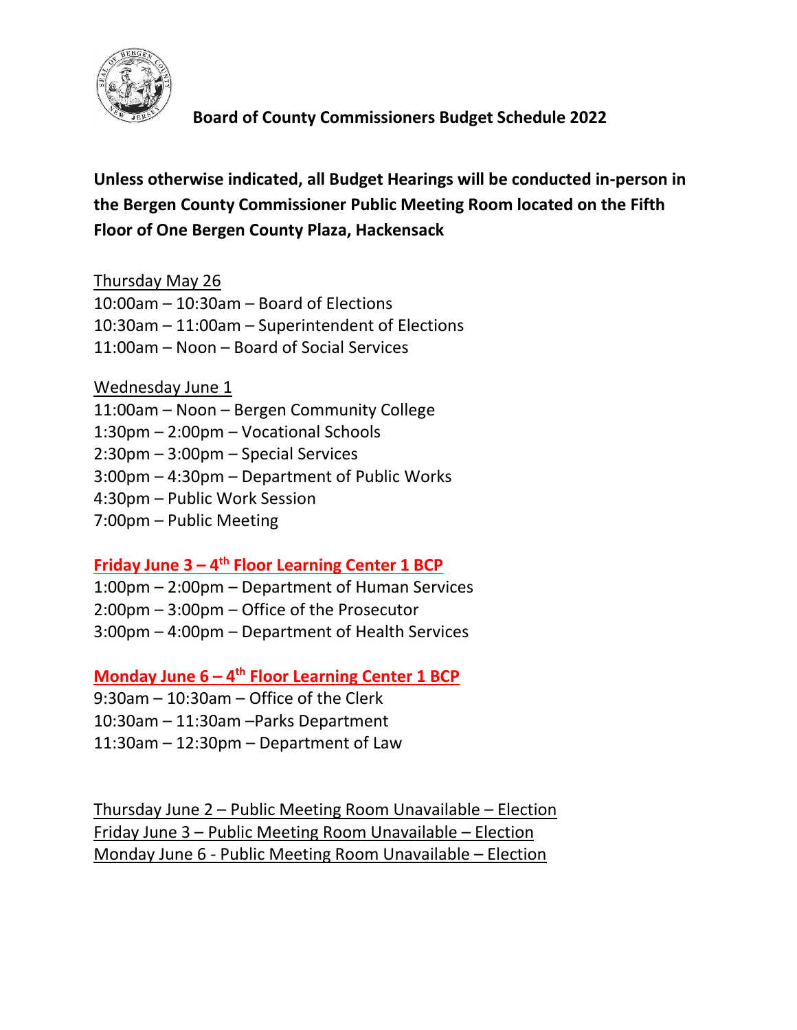# Board of County Commissioners Budget Schedule 2022

**Unless otherwise indicated, all Budget Hearings will be conducted in-person in the Bergen County Commissioner Public Meeting Room located on the Fifth Floor of One Bergen County Plaza, Hackensack**

Thursday May 26

10:00am – 10:30am – Board of Elections
10:30am – 11:00am – Superintendent of Elections
11:00am – Noon – Board of Social Services

Wednesday June 1

11:00am – Noon – Bergen Community College
1:30pm – 2:00pm – Vocational Schools
2:30pm – 3:00pm – Special Services
3:00pm – 4:30pm – Department of Public Works
4:30pm – Public Work Session
7:00pm – Public Meeting

**Friday June 3 – 4th Floor Learning Center 1 BCP**

1:00pm – 2:00pm – Department of Human Services
2:00pm – 3:00pm – Office of the Prosecutor
3:00pm – 4:00pm – Department of Health Services

**Monday June 6 – 4th Floor Learning Center 1 BCP**

9:30am – 10:30am – Office of the Clerk
10:30am – 11:30am –Parks Department
11:30am – 12:30pm – Department of Law

Thursday June 2 – Public Meeting Room Unavailable – Election
Friday June 3 – Public Meeting Room Unavailable – Election
Monday June 6 - Public Meeting Room Unavailable – Election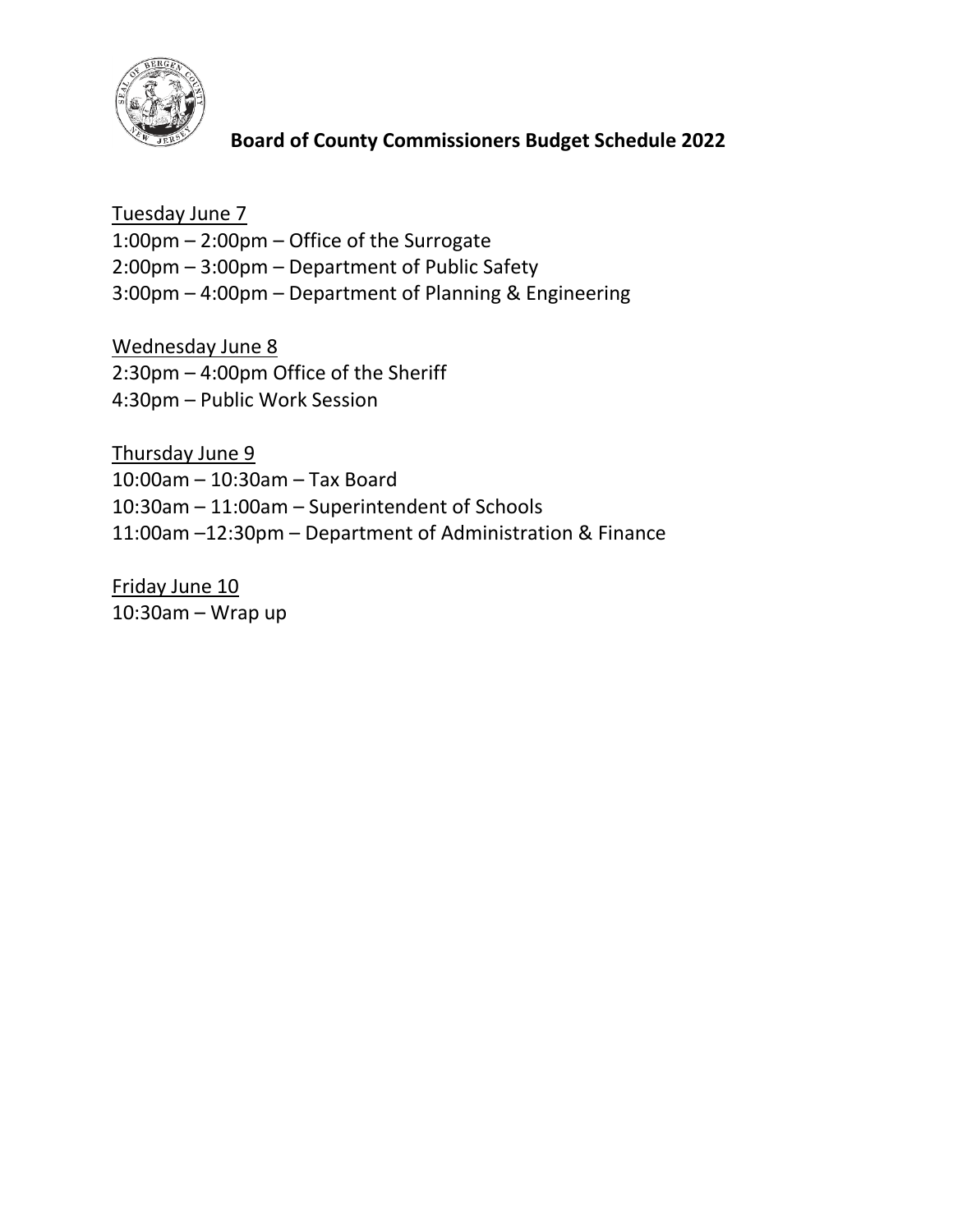## Board of County Commissioners Budget Schedule 2022

Tuesday June 7

1:00pm – 2:00pm – Office of the Surrogate
2:00pm – 3:00pm – Department of Public Safety
3:00pm – 4:00pm – Department of Planning & Engineering

Wednesday June 8

2:30pm – 4:00pm Office of the Sheriff
4:30pm – Public Work Session

Thursday June 9

10:00am – 10:30am – Tax Board
10:30am – 11:00am – Superintendent of Schools
11:00am –12:30pm – Department of Administration & Finance

Friday June 10

10:30am – Wrap up